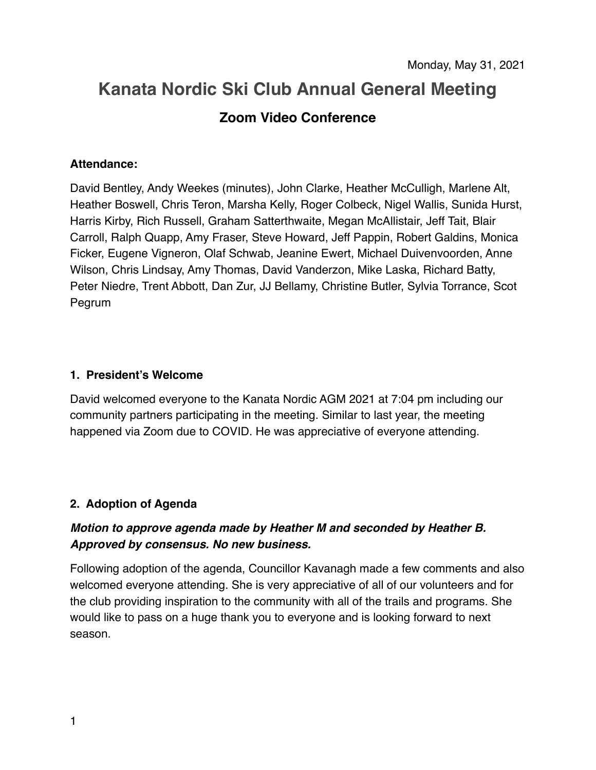Monday, May 31, 2021

# Kanata Nordic Ski Club Annual General Meeting

## Zoom Video Conference

**Attendance:**

David Bentley, Andy Weekes (minutes), John Clarke, Heather McCulligh, Marlene Alt, Heather Boswell, Chris Teron, Marsha Kelly, Roger Colbeck, Nigel Wallis, Sunida Hurst, Harris Kirby, Rich Russell, Graham Satterthwaite, Megan McAllistair, Jeff Tait, Blair Carroll, Ralph Quapp, Amy Fraser, Steve Howard, Jeff Pappin, Robert Galdins, Monica Ficker, Eugene Vigneron, Olaf Schwab, Jeanine Ewert, Michael Duivenvoorden, Anne Wilson, Chris Lindsay, Amy Thomas, David Vanderzon, Mike Laska, Richard Batty, Peter Niedre, Trent Abbott, Dan Zur, JJ Bellamy, Christine Butler, Sylvia Torrance, Scot Pegrum

### 1. President's Welcome

David welcomed everyone to the Kanata Nordic AGM 2021 at 7:04 pm including our community partners participating in the meeting. Similar to last year, the meeting happened via Zoom due to COVID. He was appreciative of everyone attending.

### 2. Adoption of Agenda

***Motion to approve agenda made by Heather M and seconded by Heather B. Approved by consensus. No new business.***

Following adoption of the agenda, Councillor Kavanagh made a few comments and also welcomed everyone attending. She is very appreciative of all of our volunteers and for the club providing inspiration to the community with all of the trails and programs. She would like to pass on a huge thank you to everyone and is looking forward to next season.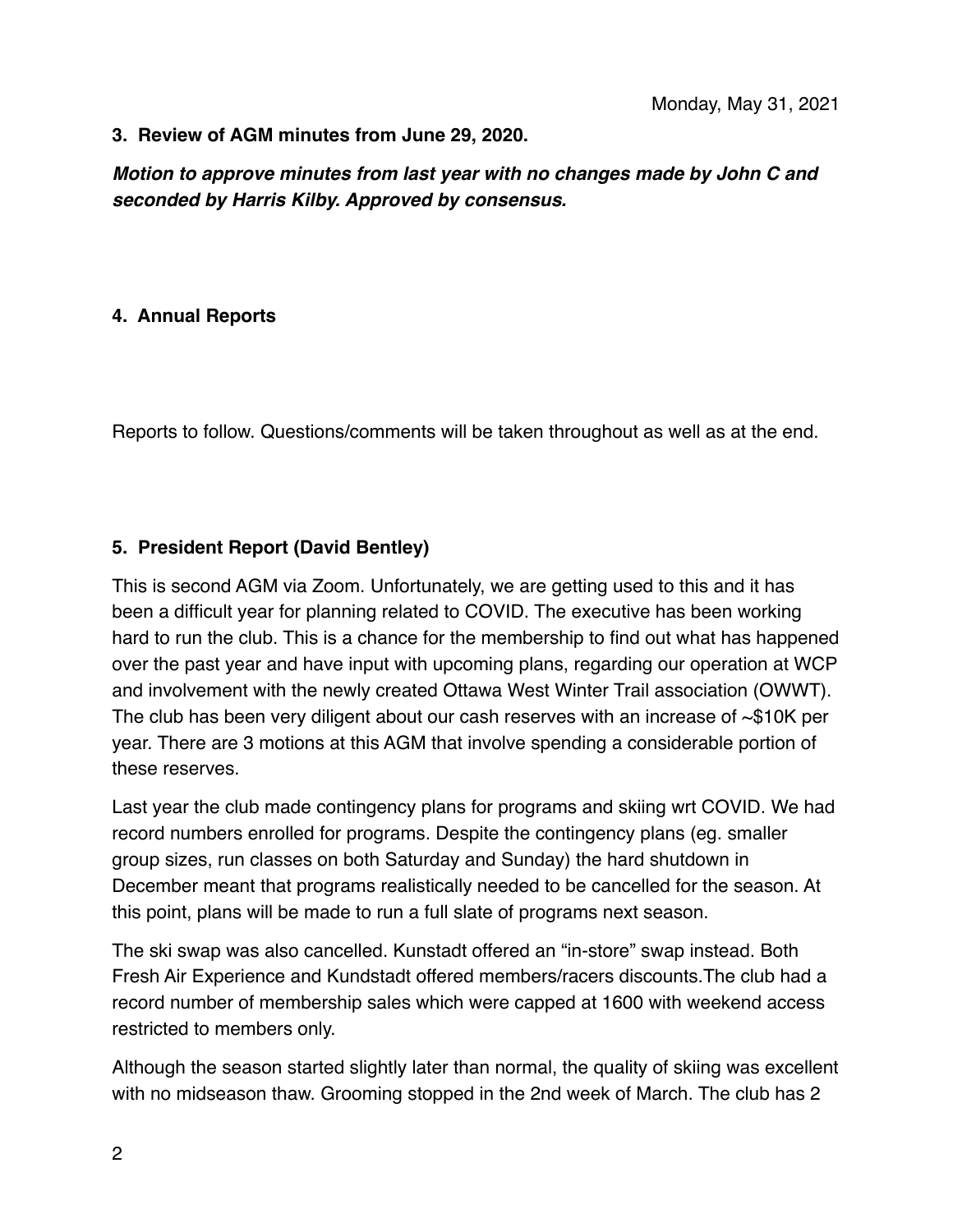Monday, May 31, 2021

**3. Review of AGM minutes from June 29, 2020.**

***Motion to approve minutes from last year with no changes made by John C and seconded by Harris Kilby. Approved by consensus.***

**4. Annual Reports**

Reports to follow. Questions/comments will be taken throughout as well as at the end.

**5. President Report (David Bentley)**

This is second AGM via Zoom. Unfortunately, we are getting used to this and it has been a difficult year for planning related to COVID. The executive has been working hard to run the club. This is a chance for the membership to find out what has happened over the past year and have input with upcoming plans, regarding our operation at WCP and involvement with the newly created Ottawa West Winter Trail association (OWWT). The club has been very diligent about our cash reserves with an increase of ~$10K per year. There are 3 motions at this AGM that involve spending a considerable portion of these reserves.

Last year the club made contingency plans for programs and skiing wrt COVID. We had record numbers enrolled for programs. Despite the contingency plans (eg. smaller group sizes, run classes on both Saturday and Sunday) the hard shutdown in December meant that programs realistically needed to be cancelled for the season. At this point, plans will be made to run a full slate of programs next season.

The ski swap was also cancelled. Kunstadt offered an "in-store" swap instead. Both Fresh Air Experience and Kundstadt offered members/racers discounts.The club had a record number of membership sales which were capped at 1600 with weekend access restricted to members only.

Although the season started slightly later than normal, the quality of skiing was excellent with no midseason thaw. Grooming stopped in the 2nd week of March. The club has 2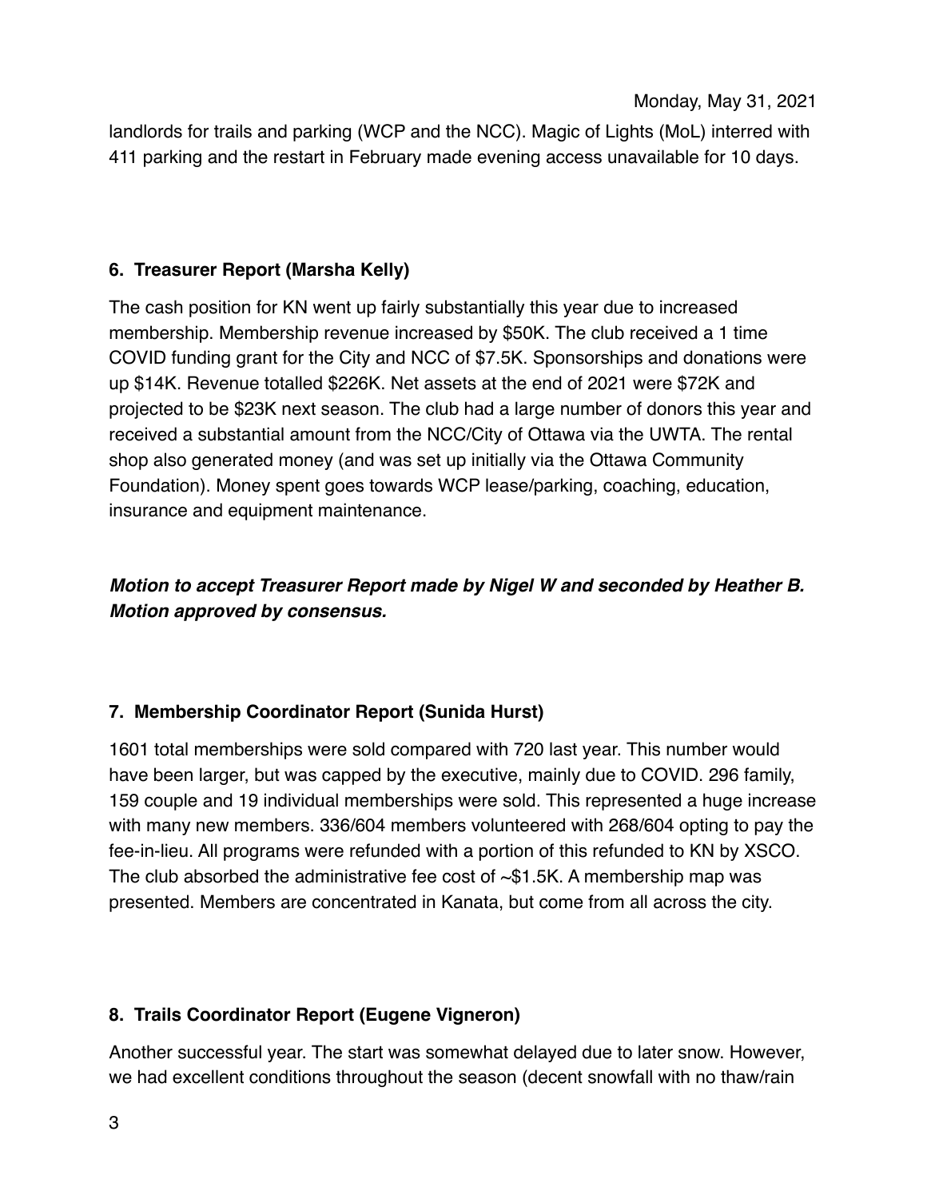landlords for trails and parking (WCP and the NCC). Magic of Lights (MoL) interred with 411 parking and the restart in February made evening access unavailable for 10 days.

### 6. Treasurer Report (Marsha Kelly)

The cash position for KN went up fairly substantially this year due to increased membership. Membership revenue increased by $50K. The club received a 1 time COVID funding grant for the City and NCC of $7.5K. Sponsorships and donations were up $14K. Revenue totalled $226K. Net assets at the end of 2021 were $72K and projected to be $23K next season. The club had a large number of donors this year and received a substantial amount from the NCC/City of Ottawa via the UWTA. The rental shop also generated money (and was set up initially via the Ottawa Community Foundation). Money spent goes towards WCP lease/parking, coaching, education, insurance and equipment maintenance.

***Motion to accept Treasurer Report made by Nigel W and seconded by Heather B. Motion approved by consensus.***

### 7. Membership Coordinator Report (Sunida Hurst)

1601 total memberships were sold compared with 720 last year. This number would have been larger, but was capped by the executive, mainly due to COVID. 296 family, 159 couple and 19 individual memberships were sold. This represented a huge increase with many new members. 336/604 members volunteered with 268/604 opting to pay the fee-in-lieu. All programs were refunded with a portion of this refunded to KN by XSCO. The club absorbed the administrative fee cost of ~$1.5K. A membership map was presented. Members are concentrated in Kanata, but come from all across the city.

### 8. Trails Coordinator Report (Eugene Vigneron)

Another successful year. The start was somewhat delayed due to later snow. However, we had excellent conditions throughout the season (decent snowfall with no thaw/rain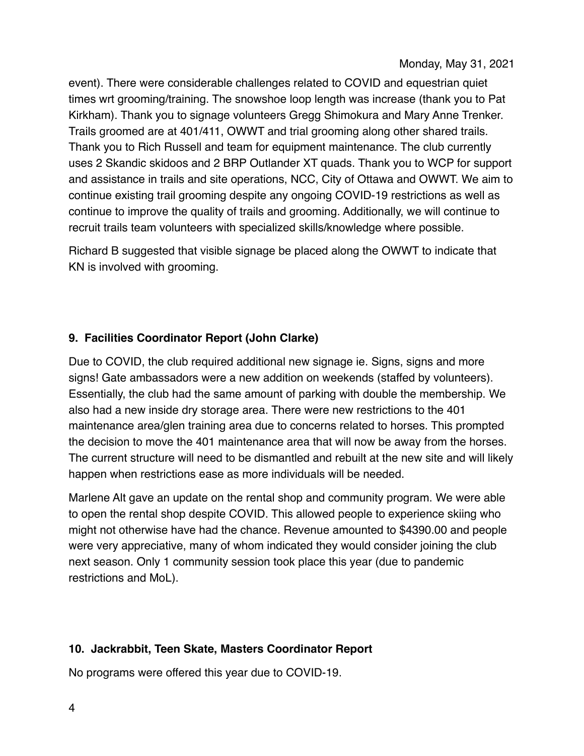event). There were considerable challenges related to COVID and equestrian quiet times wrt grooming/training. The snowshoe loop length was increase (thank you to Pat Kirkham). Thank you to signage volunteers Gregg Shimokura and Mary Anne Trenker. Trails groomed are at 401/411, OWWT and trial grooming along other shared trails. Thank you to Rich Russell and team for equipment maintenance. The club currently uses 2 Skandic skidoos and 2 BRP Outlander XT quads. Thank you to WCP for support and assistance in trails and site operations, NCC, City of Ottawa and OWWT. We aim to continue existing trail grooming despite any ongoing COVID-19 restrictions as well as continue to improve the quality of trails and grooming. Additionally, we will continue to recruit trails team volunteers with specialized skills/knowledge where possible.

Richard B suggested that visible signage be placed along the OWWT to indicate that KN is involved with grooming.

### 9. Facilities Coordinator Report (John Clarke)

Due to COVID, the club required additional new signage ie. Signs, signs and more signs! Gate ambassadors were a new addition on weekends (staffed by volunteers). Essentially, the club had the same amount of parking with double the membership. We also had a new inside dry storage area. There were new restrictions to the 401 maintenance area/glen training area due to concerns related to horses. This prompted the decision to move the 401 maintenance area that will now be away from the horses. The current structure will need to be dismantled and rebuilt at the new site and will likely happen when restrictions ease as more individuals will be needed.

Marlene Alt gave an update on the rental shop and community program. We were able to open the rental shop despite COVID. This allowed people to experience skiing who might not otherwise have had the chance. Revenue amounted to $4390.00 and people were very appreciative, many of whom indicated they would consider joining the club next season. Only 1 community session took place this year (due to pandemic restrictions and MoL).

### 10. Jackrabbit, Teen Skate, Masters Coordinator Report

No programs were offered this year due to COVID-19.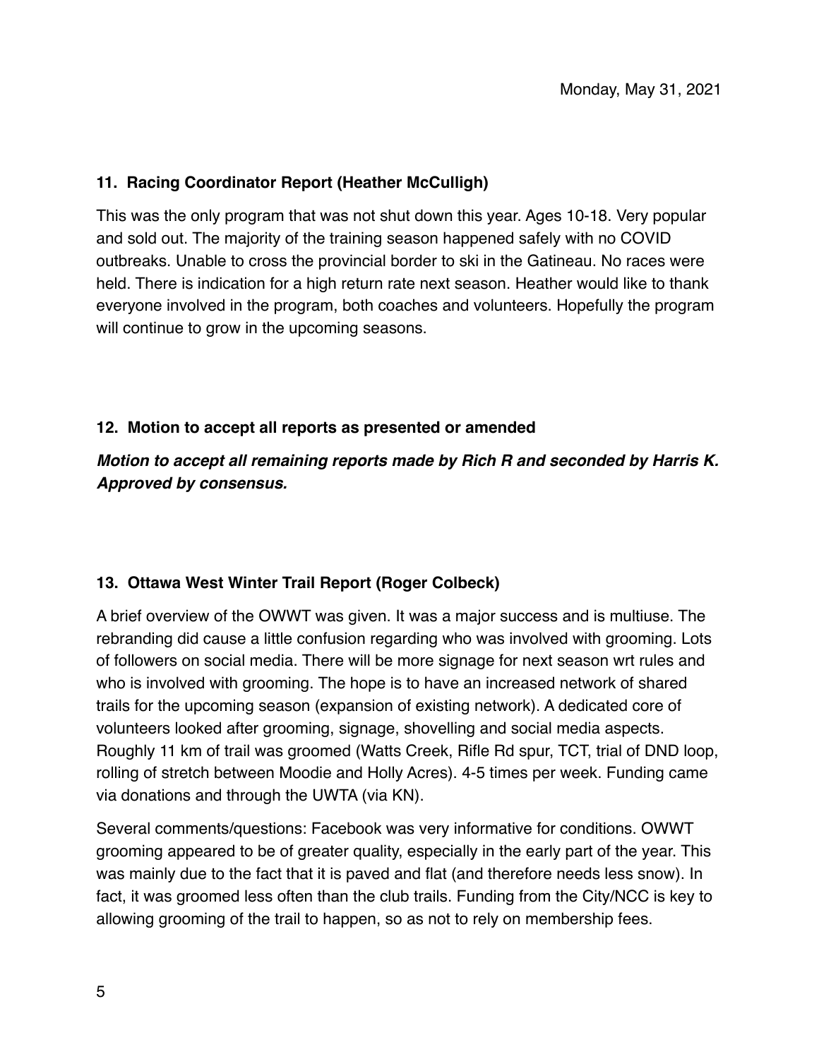Monday, May 31, 2021

### 11. Racing Coordinator Report (Heather McCulligh)

This was the only program that was not shut down this year. Ages 10-18. Very popular and sold out. The majority of the training season happened safely with no COVID outbreaks. Unable to cross the provincial border to ski in the Gatineau. No races were held. There is indication for a high return rate next season. Heather would like to thank everyone involved in the program, both coaches and volunteers. Hopefully the program will continue to grow in the upcoming seasons.

### 12. Motion to accept all reports as presented or amended

***Motion to accept all remaining reports made by Rich R and seconded by Harris K. Approved by consensus.***

### 13. Ottawa West Winter Trail Report (Roger Colbeck)

A brief overview of the OWWT was given. It was a major success and is multiuse. The rebranding did cause a little confusion regarding who was involved with grooming. Lots of followers on social media. There will be more signage for next season wrt rules and who is involved with grooming. The hope is to have an increased network of shared trails for the upcoming season (expansion of existing network). A dedicated core of volunteers looked after grooming, signage, shovelling and social media aspects. Roughly 11 km of trail was groomed (Watts Creek, Rifle Rd spur, TCT, trial of DND loop, rolling of stretch between Moodie and Holly Acres). 4-5 times per week. Funding came via donations and through the UWTA (via KN).

Several comments/questions: Facebook was very informative for conditions. OWWT grooming appeared to be of greater quality, especially in the early part of the year. This was mainly due to the fact that it is paved and flat (and therefore needs less snow). In fact, it was groomed less often than the club trails. Funding from the City/NCC is key to allowing grooming of the trail to happen, so as not to rely on membership fees.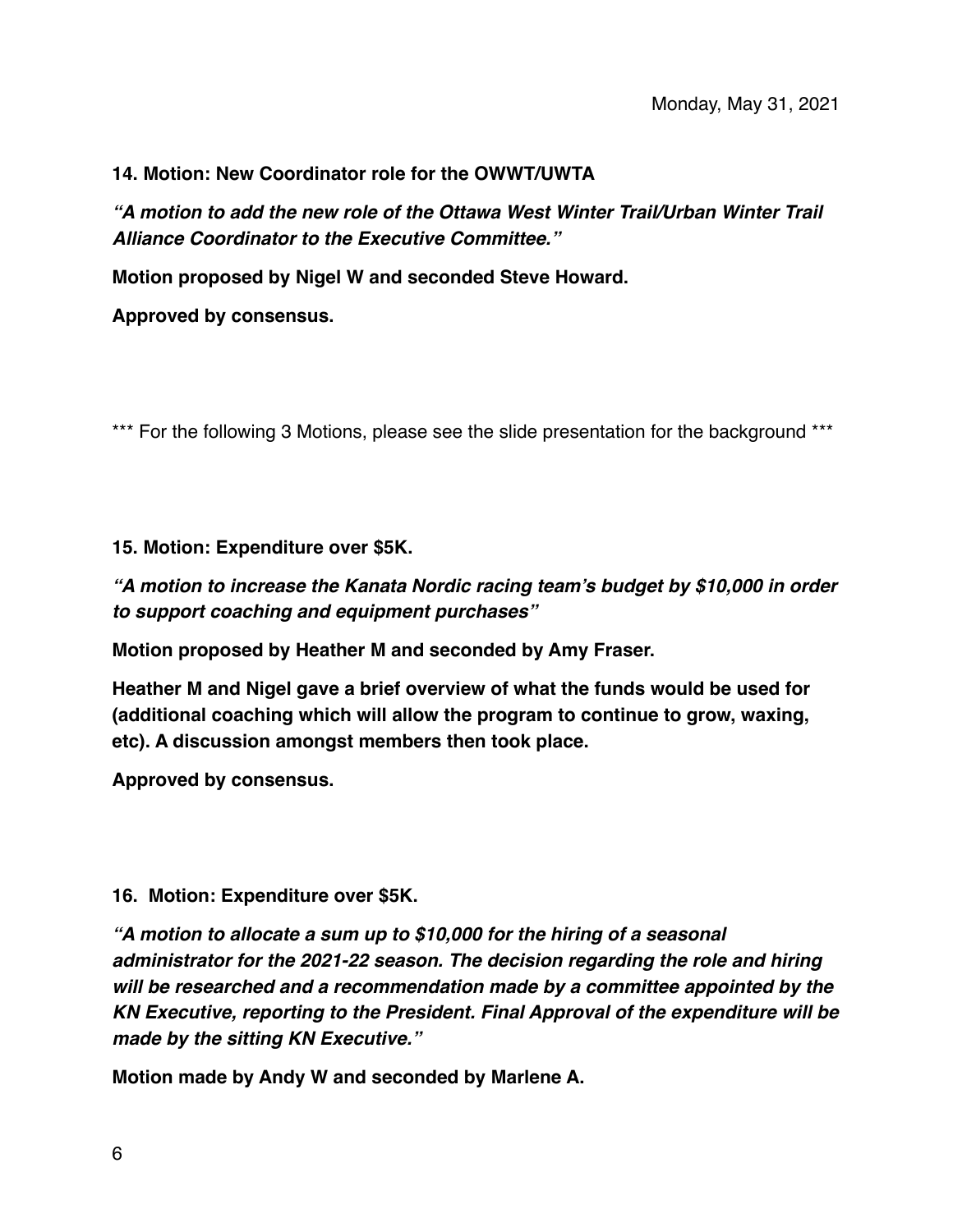Monday, May 31, 2021

**14. Motion: New Coordinator role for the OWWT/UWTA**

***"A motion to add the new role of the Ottawa West Winter Trail/Urban Winter Trail Alliance Coordinator to the Executive Committee."***

**Motion proposed by Nigel W and seconded Steve Howard.**

**Approved by consensus.**

\*\*\* For the following 3 Motions, please see the slide presentation for the background \*\*\*

**15. Motion: Expenditure over $5K.**

***"A motion to increase the Kanata Nordic racing team's budget by $10,000 in order to support coaching and equipment purchases"***

**Motion proposed by Heather M and seconded by Amy Fraser.**

**Heather M and Nigel gave a brief overview of what the funds would be used for (additional coaching which will allow the program to continue to grow, waxing, etc). A discussion amongst members then took place.**

**Approved by consensus.**

**16. Motion: Expenditure over $5K.**

***"A motion to allocate a sum up to $10,000 for the hiring of a seasonal administrator for the 2021-22 season. The decision regarding the role and hiring will be researched and a recommendation made by a committee appointed by the KN Executive, reporting to the President. Final Approval of the expenditure will be made by the sitting KN Executive."***

**Motion made by Andy W and seconded by Marlene A.**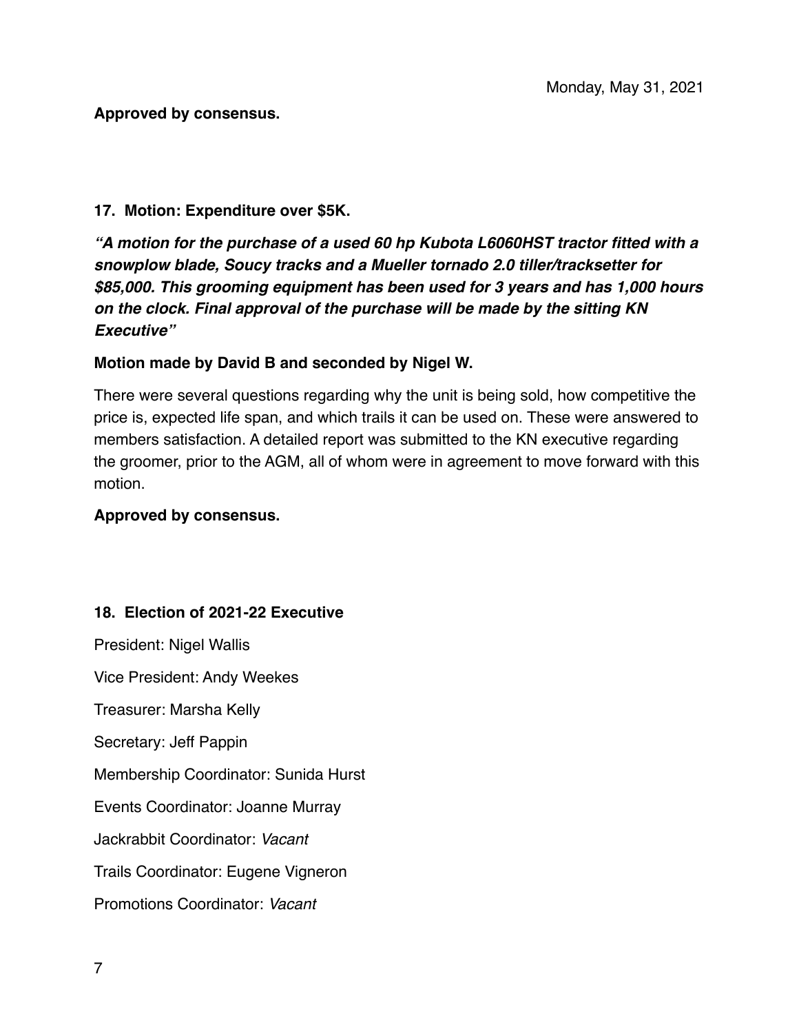Monday, May 31, 2021

**Approved by consensus.**

### 17. Motion: Expenditure over $5K.

***"A motion for the purchase of a used 60 hp Kubota L6060HST tractor fitted with a snowplow blade, Soucy tracks and a Mueller tornado 2.0 tiller/tracksetter for $85,000. This grooming equipment has been used for 3 years and has 1,000 hours on the clock. Final approval of the purchase will be made by the sitting KN Executive"***

**Motion made by David B and seconded by Nigel W.**

There were several questions regarding why the unit is being sold, how competitive the price is, expected life span, and which trails it can be used on. These were answered to members satisfaction. A detailed report was submitted to the KN executive regarding the groomer, prior to the AGM, all of whom were in agreement to move forward with this motion.

**Approved by consensus.**

### 18. Election of 2021-22 Executive

President: Nigel Wallis

Vice President: Andy Weekes

Treasurer: Marsha Kelly

Secretary: Jeff Pappin

Membership Coordinator: Sunida Hurst

Events Coordinator: Joanne Murray

Jackrabbit Coordinator: *Vacant*

Trails Coordinator: Eugene Vigneron

Promotions Coordinator: *Vacant*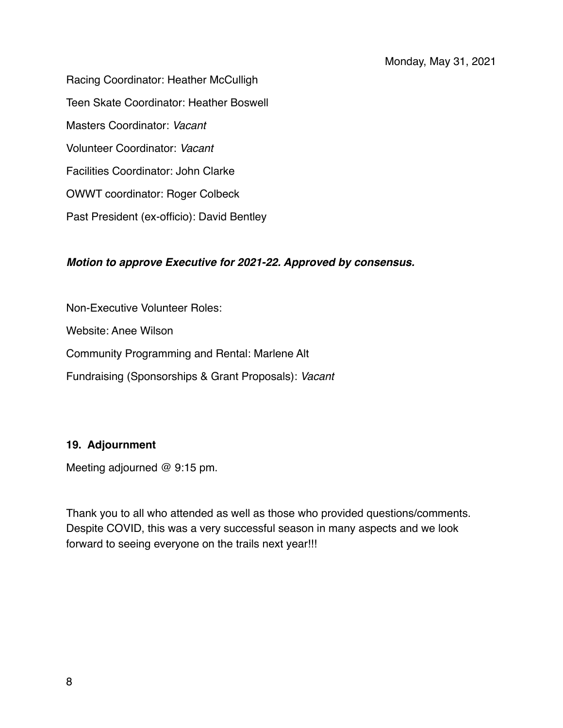Monday, May 31, 2021

Racing Coordinator: Heather McCulligh

Teen Skate Coordinator: Heather Boswell

Masters Coordinator: *Vacant*

Volunteer Coordinator: *Vacant*

Facilities Coordinator: John Clarke

OWWT coordinator: Roger Colbeck

Past President (ex-officio): David Bentley

***Motion to approve Executive for 2021-22. Approved by consensus.***

Non-Executive Volunteer Roles:

Website: Anee Wilson

Community Programming and Rental: Marlene Alt

Fundraising (Sponsorships & Grant Proposals): *Vacant*

**19. Adjournment**

Meeting adjourned @ 9:15 pm.

Thank you to all who attended as well as those who provided questions/comments. Despite COVID, this was a very successful season in many aspects and we look forward to seeing everyone on the trails next year!!!